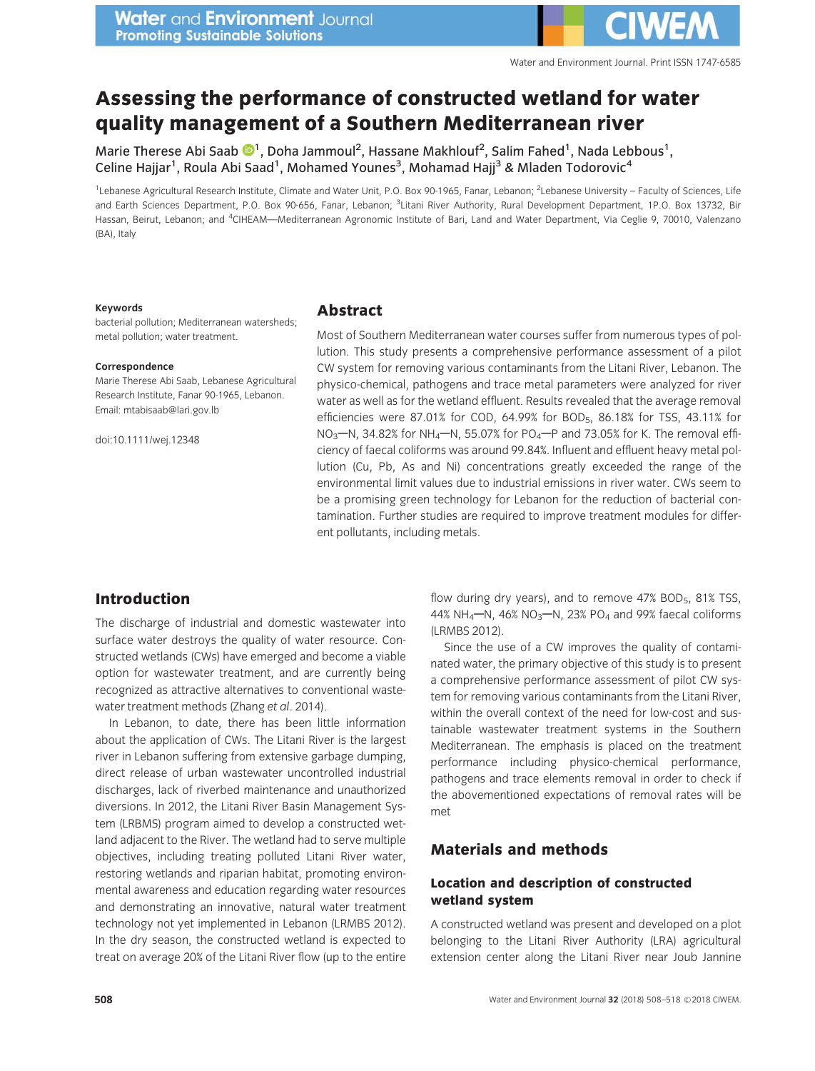# Assessing the performance of constructed wetland for water quality management of a Southern Mediterranean river

Marie Therese Abi Saab[1], Doha Jammoul[2], Hassane Makhlouf[2], Salim Fahed[1], Nada Lebbous[1], Celine Hajjar[1], Roula Abi Saad[1], Mohamed Younes[3], Mohamad Hajj[3] & Mladen Todorovic[4]

[1]Lebanese Agricultural Research Institute, Climate and Water Unit, P.O. Box 90-1965, Fanar, Lebanon; [2]Lebanese University – Faculty of Sciences, Life and Earth Sciences Department, P.O. Box 90-656, Fanar, Lebanon; [3]Litani River Authority, Rural Development Department, 1P.O. Box 13732, Bir Hassan, Beirut, Lebanon; and [4]CIHEAM—Mediterranean Agronomic Institute of Bari, Land and Water Department, Via Ceglie 9, 70010, Valenzano (BA), Italy

**Keywords**

bacterial pollution; Mediterranean watersheds; metal pollution; water treatment.

**Correspondence**

Marie Therese Abi Saab, Lebanese Agricultural Research Institute, Fanar 90-1965, Lebanon. Email: mtabisaab@lari.gov.lb

doi:10.1111/wej.12348

## Abstract

Most of Southern Mediterranean water courses suffer from numerous types of pollution. This study presents a comprehensive performance assessment of a pilot CW system for removing various contaminants from the Litani River, Lebanon. The physico-chemical, pathogens and trace metal parameters were analyzed for river water as well as for the wetland effluent. Results revealed that the average removal efficiencies were 87.01% for COD, 64.99% for $BOD_5$, 86.18% for TSS, 43.11% for $NO_3$—N, 34.82% for $NH_4$—N, 55.07% for $PO_4$—P and 73.05% for K. The removal efficiency of faecal coliforms was around 99.84%. Influent and effluent heavy metal pollution (Cu, Pb, As and Ni) concentrations greatly exceeded the range of the environmental limit values due to industrial emissions in river water. CWs seem to be a promising green technology for Lebanon for the reduction of bacterial contamination. Further studies are required to improve treatment modules for different pollutants, including metals.

## Introduction

The discharge of industrial and domestic wastewater into surface water destroys the quality of water resource. Constructed wetlands (CWs) have emerged and become a viable option for wastewater treatment, and are currently being recognized as attractive alternatives to conventional wastewater treatment methods (Zhang *et al*. 2014).

In Lebanon, to date, there has been little information about the application of CWs. The Litani River is the largest river in Lebanon suffering from extensive garbage dumping, direct release of urban wastewater uncontrolled industrial discharges, lack of riverbed maintenance and unauthorized diversions. In 2012, the Litani River Basin Management System (LRBMS) program aimed to develop a constructed wetland adjacent to the River. The wetland had to serve multiple objectives, including treating polluted Litani River water, restoring wetlands and riparian habitat, promoting environmental awareness and education regarding water resources and demonstrating an innovative, natural water treatment technology not yet implemented in Lebanon (LRMBS 2012). In the dry season, the constructed wetland is expected to treat on average 20% of the Litani River flow (up to the entire flow during dry years), and to remove 47% $BOD_5$, 81% TSS, 44% $NH_4$—N, 46% $NO_3$—N, 23% $PO_4$ and 99% faecal coliforms (LRMBS 2012).

Since the use of a CW improves the quality of contaminated water, the primary objective of this study is to present a comprehensive performance assessment of pilot CW system for removing various contaminants from the Litani River, within the overall context of the need for low-cost and sustainable wastewater treatment systems in the Southern Mediterranean. The emphasis is placed on the treatment performance including physico-chemical performance, pathogens and trace elements removal in order to check if the abovementioned expectations of removal rates will be met

## Materials and methods

### Location and description of constructed wetland system

A constructed wetland was present and developed on a plot belonging to the Litani River Authority (LRA) agricultural extension center along the Litani River near Joub Jannine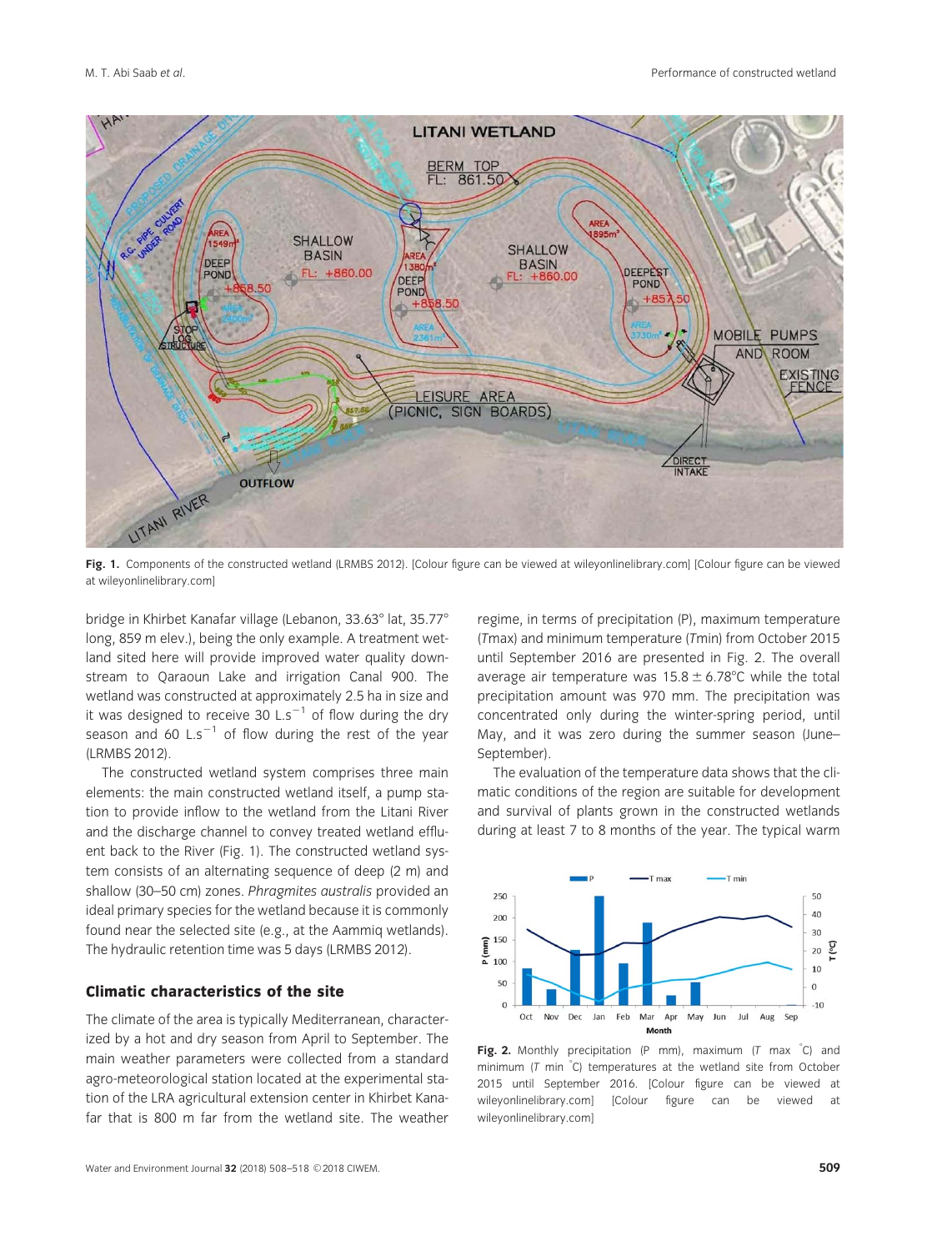Fig. 1. Components of the constructed wetland (LRMBS 2012). [Colour figure can be viewed at wileyonlinelibrary.com] [Colour figure can be viewed at wileyonlinelibrary.com]

bridge in Khirbet Kanafar village (Lebanon, 33.63° lat, 35.77° long, 859 m elev.), being the only example. A treatment wetland sited here will provide improved water quality downstream to Qaraoun Lake and irrigation Canal 900. The wetland was constructed at approximately 2.5 ha in size and it was designed to receive 30 $L.s^{-1}$ of flow during the dry season and 60 $L.s^{-1}$ of flow during the rest of the year (LRMBS 2012).

The constructed wetland system comprises three main elements: the main constructed wetland itself, a pump station to provide inflow to the wetland from the Litani River and the discharge channel to convey treated wetland effluent back to the River (Fig. 1). The constructed wetland system consists of an alternating sequence of deep (2 m) and shallow (30–50 cm) zones. *Phragmites australis* provided an ideal primary species for the wetland because it is commonly found near the selected site (e.g., at the Aammiq wetlands). The hydraulic retention time was 5 days (LRMBS 2012).

### Climatic characteristics of the site

The climate of the area is typically Mediterranean, characterized by a hot and dry season from April to September. The main weather parameters were collected from a standard agro-meteorological station located at the experimental station of the LRA agricultural extension center in Khirbet Kanafar that is 800 m far from the wetland site. The weather regime, in terms of precipitation (P), maximum temperature (*T*max) and minimum temperature (*T*min) from October 2015 until September 2016 are presented in Fig. 2. The overall average air temperature was 15.8 ± 6.78°C while the total precipitation amount was 970 mm. The precipitation was concentrated only during the winter-spring period, until May, and it was zero during the summer season (June–September).

The evaluation of the temperature data shows that the climatic conditions of the region are suitable for development and survival of plants grown in the constructed wetlands during at least 7 to 8 months of the year. The typical warm

Fig. 2. Monthly precipitation (P mm), maximum (*T* max °C) and minimum (*T* min °C) temperatures at the wetland site from October 2015 until September 2016. [Colour figure can be viewed at wileyonlinelibrary.com] [Colour figure can be viewed at wileyonlinelibrary.com]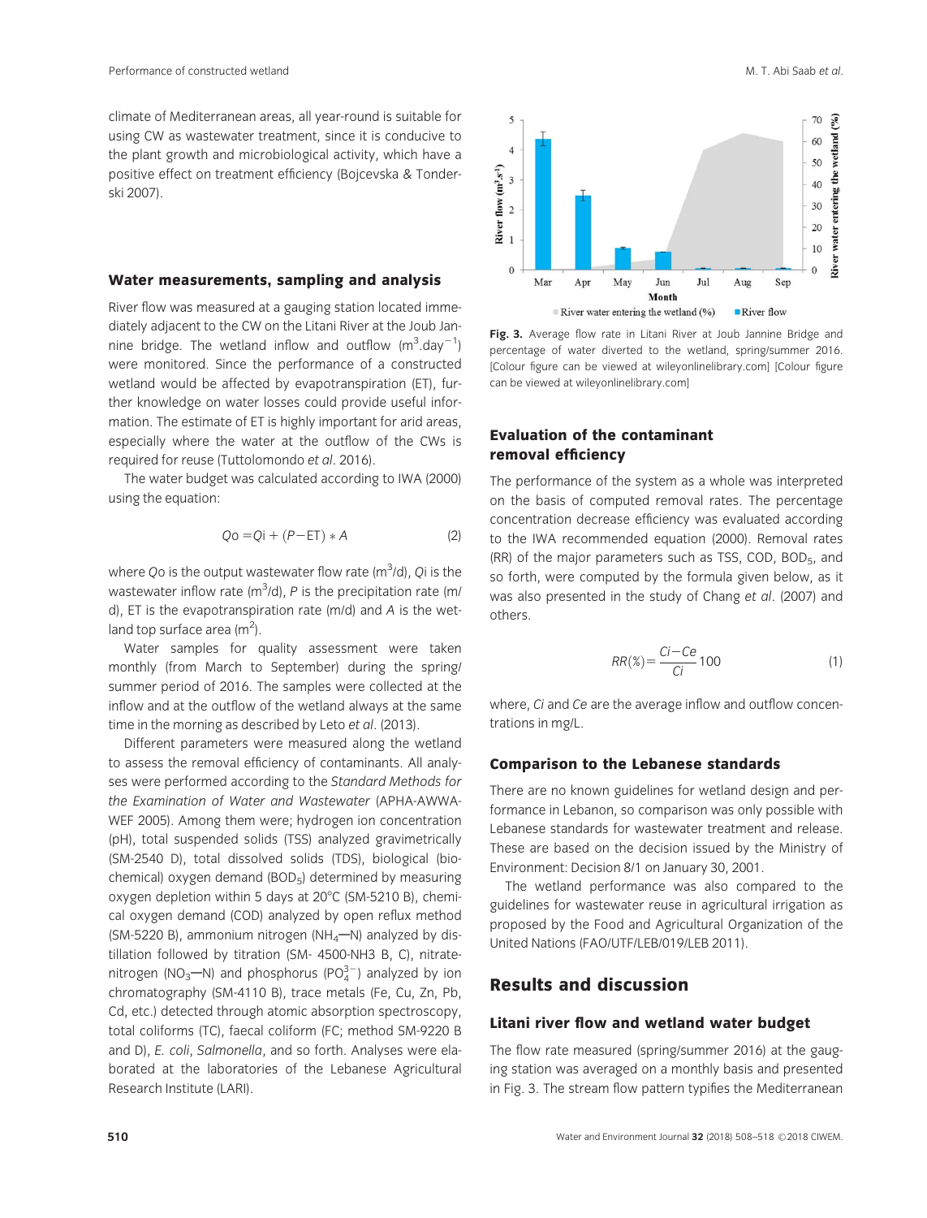climate of Mediterranean areas, all year-round is suitable for using CW as wastewater treatment, since it is conducive to the plant growth and microbiological activity, which have a positive effect on treatment efficiency (Bojcevska & Tonderski 2007).

## Water measurements, sampling and analysis

River flow was measured at a gauging station located immediately adjacent to the CW on the Litani River at the Joub Jannine bridge. The wetland inflow and outflow ($m^3.day^{-1}$) were monitored. Since the performance of a constructed wetland would be affected by evapotranspiration (ET), further knowledge on water losses could provide useful information. The estimate of ET is highly important for arid areas, especially where the water at the outflow of the CWs is required for reuse (Tuttolomondo *et al*. 2016).

The water budget was calculated according to IWA (2000) using the equation:

$$Qo = Qi + (P - \text{ET}) * A \tag{2}$$

where $Qo$ is the output wastewater flow rate ($m^3$/d), $Qi$ is the wastewater inflow rate ($m^3$/d), $P$ is the precipitation rate (m/d), ET is the evapotranspiration rate (m/d) and $A$ is the wetland top surface area ($m^2$).

Water samples for quality assessment were taken monthly (from March to September) during the spring/summer period of 2016. The samples were collected at the inflow and at the outflow of the wetland always at the same time in the morning as described by Leto *et al*. (2013).

Different parameters were measured along the wetland to assess the removal efficiency of contaminants. All analyses were performed according to the *Standard Methods for the Examination of Water and Wastewater* (APHA-AWWA-WEF 2005). Among them were; hydrogen ion concentration (pH), total suspended solids (TSS) analyzed gravimetrically (SM-2540 D), total dissolved solids (TDS), biological (biochemical) oxygen demand ($BOD_5$) determined by measuring oxygen depletion within 5 days at 20°C (SM-5210 B), chemical oxygen demand (COD) analyzed by open reflux method (SM-5220 B), ammonium nitrogen ($NH_4$—N) analyzed by distillation followed by titration (SM- 4500-NH3 B, C), nitrate-nitrogen ($NO_3$—N) and phosphorus ($PO_4^{3-}$) analyzed by ion chromatography (SM-4110 B), trace metals (Fe, Cu, Zn, Pb, Cd, etc.) detected through atomic absorption spectroscopy, total coliforms (TC), faecal coliform (FC; method SM-9220 B and D), *E. coli*, *Salmonella*, and so forth. Analyses were elaborated at the laboratories of the Lebanese Agricultural Research Institute (LARI).

**Fig. 3.** Average flow rate in Litani River at Joub Jannine Bridge and percentage of water diverted to the wetland, spring/summer 2016. [Colour figure can be viewed at wileyonlinelibrary.com] [Colour figure can be viewed at wileyonlinelibrary.com]

## Evaluation of the contaminant removal efficiency

The performance of the system as a whole was interpreted on the basis of computed removal rates. The percentage concentration decrease efficiency was evaluated according to the IWA recommended equation (2000). Removal rates (RR) of the major parameters such as TSS, COD, $BOD_5$, and so forth, were computed by the formula given below, as it was also presented in the study of Chang *et al*. (2007) and others.

$$RR(\%) = \frac{Ci - Ce}{Ci} 100 \tag{1}$$

where, $Ci$ and $Ce$ are the average inflow and outflow concentrations in mg/L.

## Comparison to the Lebanese standards

There are no known guidelines for wetland design and performance in Lebanon, so comparison was only possible with Lebanese standards for wastewater treatment and release. These are based on the decision issued by the Ministry of Environment: Decision 8/1 on January 30, 2001.

The wetland performance was also compared to the guidelines for wastewater reuse in agricultural irrigation as proposed by the Food and Agricultural Organization of the United Nations (FAO/UTF/LEB/019/LEB 2011).

# Results and discussion

## Litani river flow and wetland water budget

The flow rate measured (spring/summer 2016) at the gauging station was averaged on a monthly basis and presented in Fig. 3. The stream flow pattern typifies the Mediterranean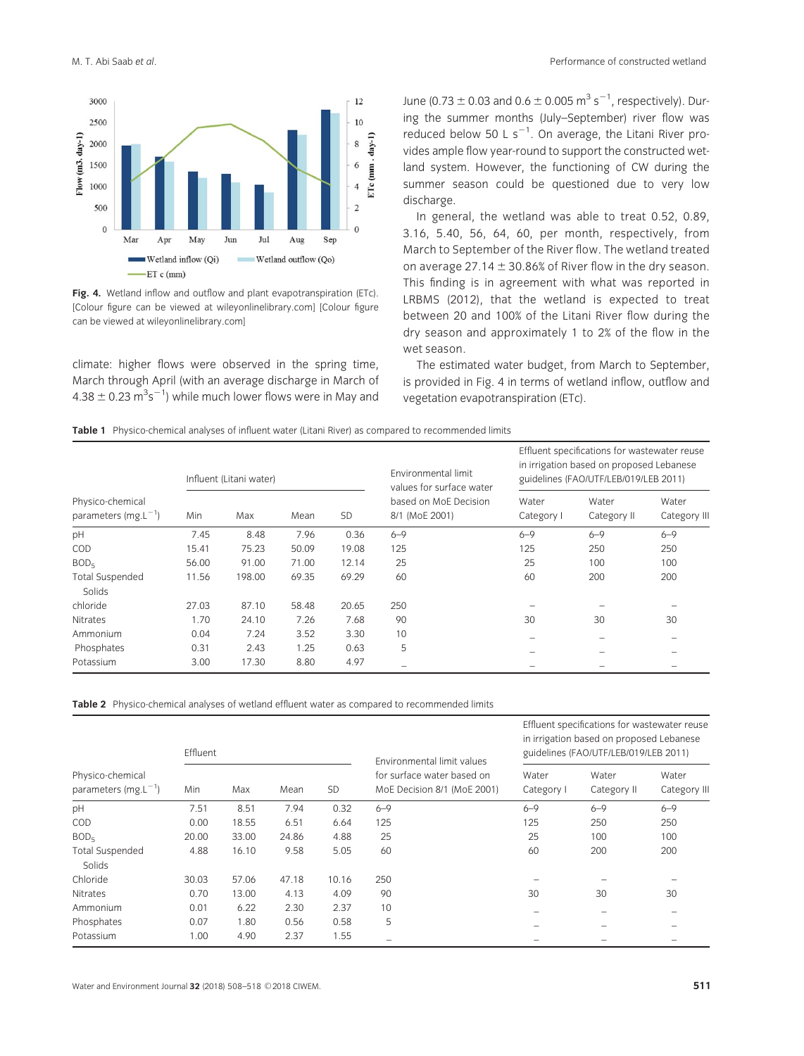Fig. 4. Wetland inflow and outflow and plant evapotranspiration (ETc). [Colour figure can be viewed at wileyonlinelibrary.com] [Colour figure can be viewed at wileyonlinelibrary.com]

climate: higher flows were observed in the spring time, March through April (with an average discharge in March of 4.38 ± 0.23 $m^3s^{-1}$) while much lower flows were in May and June (0.73 ± 0.03 and 0.6 ± 0.005 $m^3$ $s^{-1}$, respectively). During the summer months (July–September) river flow was reduced below 50 L $s^{-1}$. On average, the Litani River provides ample flow year-round to support the constructed wetland system. However, the functioning of CW during the summer season could be questioned due to very low discharge.

In general, the wetland was able to treat 0.52, 0.89, 3.16, 5.40, 56, 64, 60, per month, respectively, from March to September of the River flow. The wetland treated on average 27.14 ± 30.86% of River flow in the dry season. This finding is in agreement with what was reported in LRBMS (2012), that the wetland is expected to treat between 20 and 100% of the Litani River flow during the dry season and approximately 1 to 2% of the flow in the wet season.

The estimated water budget, from March to September, is provided in Fig. 4 in terms of wetland inflow, outflow and vegetation evapotranspiration (ETc).

**Table 1** Physico-chemical analyses of influent water (Litani River) as compared to recommended limits

| | Influent (Litani water) | | | | Environmental limit values for surface water based on MoE Decision 8/1 (MoE 2001) | Effluent specifications for wastewater reuse in irrigation based on proposed Lebanese guidelines (FAO/UTF/LEB/019/LEB 2011) | | |
|---|---|---|---|---|---|---|---|---|
| Physico-chemical parameters (mg.$L^{-1}$) | Min | Max | Mean | SD | | Water Category I | Water Category II | Water Category III |
| pH | 7.45 | 8.48 | 7.96 | 0.36 | 6–9 | 6–9 | 6–9 | 6–9 |
| COD | 15.41 | 75.23 | 50.09 | 19.08 | 125 | 125 | 250 | 250 |
| $BOD_5$ | 56.00 | 91.00 | 71.00 | 12.14 | 25 | 25 | 100 | 100 |
| Total Suspended Solids | 11.56 | 198.00 | 69.35 | 69.29 | 60 | 60 | 200 | 200 |
| chloride | 27.03 | 87.10 | 58.48 | 20.65 | 250 | – | – | – |
| Nitrates | 1.70 | 24.10 | 7.26 | 7.68 | 90 | 30 | 30 | 30 |
| Ammonium | 0.04 | 7.24 | 3.52 | 3.30 | 10 | – | – | – |
| Phosphates | 0.31 | 2.43 | 1.25 | 0.63 | 5 | – | – | – |
| Potassium | 3.00 | 17.30 | 8.80 | 4.97 | – | – | – | – |

**Table 2** Physico-chemical analyses of wetland effluent water as compared to recommended limits

| | Effluent | | | | Environmental limit values for surface water based on MoE Decision 8/1 (MoE 2001) | Effluent specifications for wastewater reuse in irrigation based on proposed Lebanese guidelines (FAO/UTF/LEB/019/LEB 2011) | | |
|---|---|---|---|---|---|---|---|---|
| Physico-chemical parameters (mg.$L^{-1}$) | Min | Max | Mean | SD | | Water Category I | Water Category II | Water Category III |
| pH | 7.51 | 8.51 | 7.94 | 0.32 | 6–9 | 6–9 | 6–9 | 6–9 |
| COD | 0.00 | 18.55 | 6.51 | 6.64 | 125 | 125 | 250 | 250 |
| $BOD_5$ | 20.00 | 33.00 | 24.86 | 4.88 | 25 | 25 | 100 | 100 |
| Total Suspended Solids | 4.88 | 16.10 | 9.58 | 5.05 | 60 | 60 | 200 | 200 |
| Chloride | 30.03 | 57.06 | 47.18 | 10.16 | 250 | – | – | – |
| Nitrates | 0.70 | 13.00 | 4.13 | 4.09 | 90 | 30 | 30 | 30 |
| Ammonium | 0.01 | 6.22 | 2.30 | 2.37 | 10 | – | – | – |
| Phosphates | 0.07 | 1.80 | 0.56 | 0.58 | 5 | – | – | – |
| Potassium | 1.00 | 4.90 | 2.37 | 1.55 | – | – | – | – |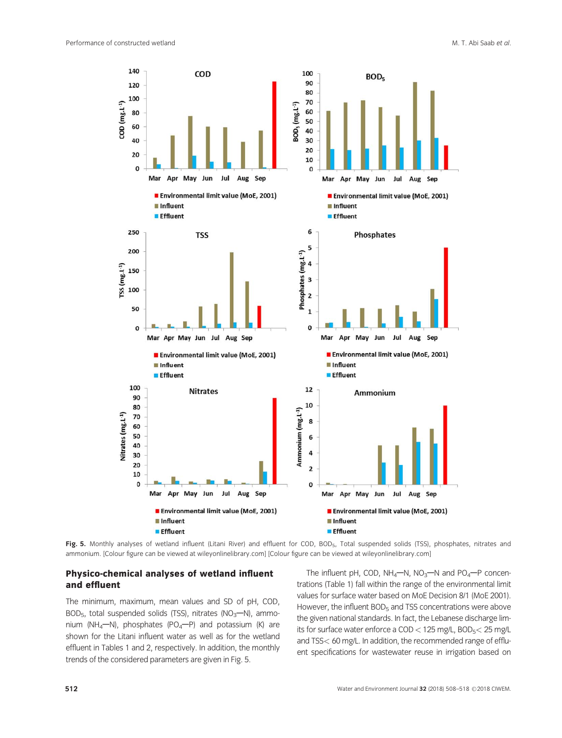**Fig. 5.** Monthly analyses of wetland influent (Litani River) and effluent for COD, $BOD_5$, Total suspended solids (TSS), phosphates, nitrates and ammonium. [Colour figure can be viewed at wileyonlinelibrary.com] [Colour figure can be viewed at wileyonlinelibrary.com]

## Physico-chemical analyses of wetland influent and effluent

The minimum, maximum, mean values and SD of pH, COD, $BOD_5$, total suspended solids (TSS), nitrates ($NO_3$—N), ammonium ($NH_4$—N), phosphates ($PO_4$—P) and potassium (K) are shown for the Litani influent water as well as for the wetland effluent in Tables 1 and 2, respectively. In addition, the monthly trends of the considered parameters are given in Fig. 5.

The influent pH, COD, $NH_4$—N, $NO_3$—N and $PO_4$—P concentrations (Table 1) fall within the range of the environmental limit values for surface water based on MoE Decision 8/1 (MoE 2001). However, the influent $BOD_5$ and TSS concentrations were above the given national standards. In fact, the Lebanese discharge limits for surface water enforce a COD $<$ 125 mg/L, $BOD_5$ $<$ 25 mg/L and TSS $<$ 60 mg/L. In addition, the recommended range of effluent specifications for wastewater reuse in irrigation based on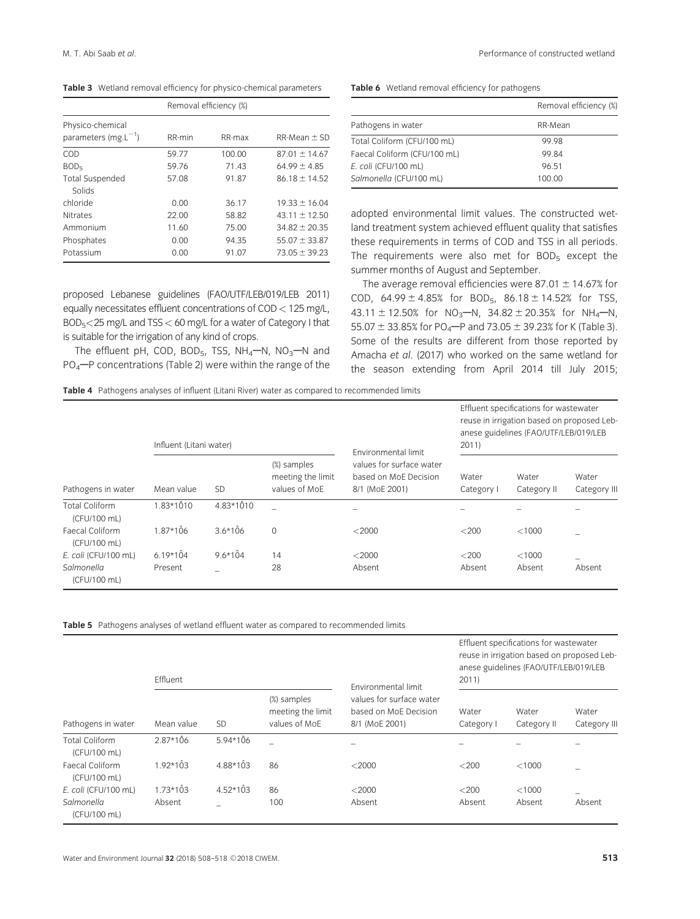**Table 3** Wetland removal efficiency for physico-chemical parameters

| Physico-chemical parameters ($mg.L^{-1}$) | Removal efficiency (%) | | |
|---|---|---|---|
| | RR-min | RR-max | RR-Mean ± SD |
| COD | 59.77 | 100.00 | 87.01 ± 14.67 |
| $BOD_5$ | 59.76 | 71.43 | 64.99 ± 4.85 |
| Total Suspended Solids | 57.08 | 91.87 | 86.18 ± 14.52 |
| chloride | 0.00 | 36.17 | 19.33 ± 16.04 |
| Nitrates | 22.00 | 58.82 | 43.11 ± 12.50 |
| Ammonium | 11.60 | 75.00 | 34.82 ± 20.35 |
| Phosphates | 0.00 | 94.35 | 55.07 ± 33.87 |
| Potassium | 0.00 | 91.07 | 73.05 ± 39.23 |

proposed Lebanese guidelines (FAO/UTF/LEB/019/LEB 2011) equally necessitates effluent concentrations of COD < 125 mg/L, $BOD_5$ < 25 mg/L and TSS < 60 mg/L for a water of Category I that is suitable for the irrigation of any kind of crops.

The effluent pH, COD, $BOD_5$, TSS, $NH_4$—N, $NO_3$—N and $PO_4$—P concentrations (Table 2) were within the range of the adopted environmental limit values. The constructed wetland treatment system achieved effluent quality that satisfies these requirements in terms of COD and TSS in all periods. The requirements were also met for $BOD_5$ except the summer months of August and September.

The average removal efficiencies were 87.01 ± 14.67% for COD, 64.99 ± 4.85% for $BOD_5$, 86.18 ± 14.52% for TSS, 43.11 ± 12.50% for $NO_3$—N, 34.82 ± 20.35% for $NH_4$—N, 55.07 ± 33.85% for $PO_4$—P and 73.05 ± 39.23% for K (Table 3). Some of the results are different from those reported by Amacha *et al.* (2017) who worked on the same wetland for the season extending from April 2014 till July 2015;

**Table 6** Wetland removal efficiency for pathogens

| Pathogens in water | Removal efficiency (%) RR-Mean |
|---|---|
| Total Coliform (CFU/100 mL) | 99.98 |
| Faecal Coliform (CFU/100 mL) | 99.84 |
| *E. coli* (CFU/100 mL) | 96.51 |
| *Salmonella* (CFU/100 mL) | 100.00 |

**Table 4** Pathogens analyses of influent (Litani River) water as compared to recommended limits

| Pathogens in water | Influent (Litani water) | | | Environmental limit values for surface water based on MoE Decision 8/1 (MoE 2001) | Effluent specifications for wastewater reuse in irrigation based on proposed Lebanese guidelines (FAO/UTF/LEB/019/LEB 2011) | | |
|---|---|---|---|---|---|---|---|
| | Mean value | SD | (%) samples meeting the limit values of MoE | | Water Category I | Water Category II | Water Category III |
| Total Coliform (CFU/100 mL) | 1.83*10̂10 | 4.83*10̂10 | _ | _ | _ | _ | _ |
| Faecal Coliform (CFU/100 mL) | 1.87*10̂6 | 3.6*10̂6 | 0 | <2000 | <200 | <1000 | _ |
| *E. coli* (CFU/100 mL) | 6.19*10̂4 | 9.6*10̂4 | 14 | <2000 | <200 | <1000 | _ |
| *Salmonella* (CFU/100 mL) | Present | _ | 28 | Absent | Absent | Absent | Absent |

**Table 5** Pathogens analyses of wetland effluent water as compared to recommended limits

| Pathogens in water | Effluent | | | Environmental limit values for surface water based on MoE Decision 8/1 (MoE 2001) | Effluent specifications for wastewater reuse in irrigation based on proposed Lebanese guidelines (FAO/UTF/LEB/019/LEB 2011) | | |
|---|---|---|---|---|---|---|---|
| | Mean value | SD | (%) samples meeting the limit values of MoE | | Water Category I | Water Category II | Water Category III |
| Total Coliform (CFU/100 mL) | 2.87*10̂6 | 5.94*10̂6 | _ | _ | _ | _ | _ |
| Faecal Coliform (CFU/100 mL) | 1.92*10̂3 | 4.88*10̂3 | 86 | <2000 | <200 | <1000 | _ |
| *E. coli* (CFU/100 mL) | 1.73*10̂3 | 4.52*10̂3 | 86 | <2000 | <200 | <1000 | _ |
| *Salmonella* (CFU/100 mL) | Absent | _ | 100 | Absent | Absent | Absent | Absent |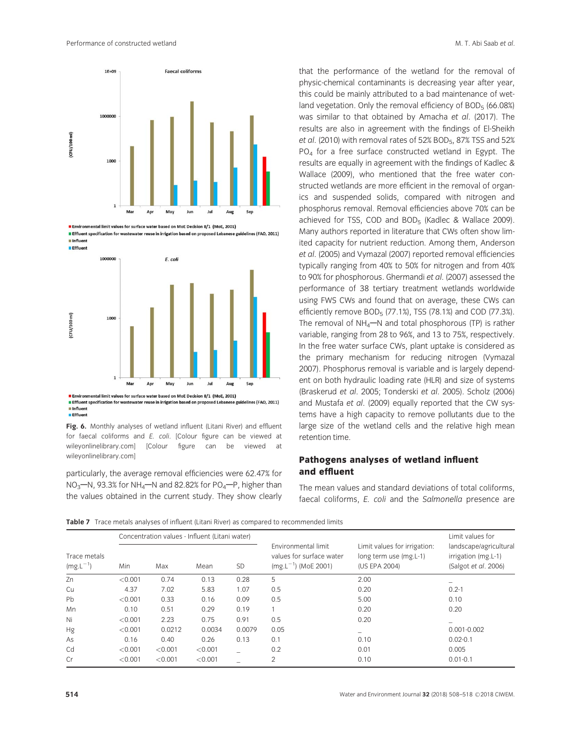Fig. 6. Monthly analyses of wetland influent (Litani River) and effluent for faecal coliforms and *E. coli*. [Colour figure can be viewed at wileyonlinelibrary.com] [Colour figure can be viewed at wileyonlinelibrary.com]

particularly, the average removal efficiencies were 62.47% for $NO_3$—N, 93.3% for $NH_4$—N and 82.82% for $PO_4$—P, higher than the values obtained in the current study. They show clearly that the performance of the wetland for the removal of physic-chemical contaminants is decreasing year after year, this could be mainly attributed to a bad maintenance of wetland vegetation. Only the removal efficiency of $BOD_5$ (66.08%) was similar to that obtained by Amacha *et al*. (2017). The results are also in agreement with the findings of El-Sheikh *et al*. (2010) with removal rates of 52% $BOD_5$, 87% TSS and 52% $PO_4$ for a free surface constructed wetland in Egypt. The results are equally in agreement with the findings of Kadlec & Wallace (2009), who mentioned that the free water constructed wetlands are more efficient in the removal of organics and suspended solids, compared with nitrogen and phosphorus removal. Removal efficiencies above 70% can be achieved for TSS, COD and $BOD_5$ (Kadlec & Wallace 2009). Many authors reported in literature that CWs often show limited capacity for nutrient reduction. Among them, Anderson *et al*. (2005) and Vymazal (2007) reported removal efficiencies typically ranging from 40% to 50% for nitrogen and from 40% to 90% for phosphorous. Ghermandi *et al*. (2007) assessed the performance of 38 tertiary treatment wetlands worldwide using FWS CWs and found that on average, these CWs can efficiently remove $BOD_5$ (77.1%), TSS (78.1%) and COD (77.3%). The removal of $NH_4$—N and total phosphorus (TP) is rather variable, ranging from 28 to 96%, and 13 to 75%, respectively. In the free water surface CWs, plant uptake is considered as the primary mechanism for reducing nitrogen (Vymazal 2007). Phosphorus removal is variable and is largely dependent on both hydraulic loading rate (HLR) and size of systems (Braskerud *et al*. 2005; Tonderski *et al*. 2005). Scholz (2006) and Mustafa *et al*. (2009) equally reported that the CW systems have a high capacity to remove pollutants due to the large size of the wetland cells and the relative high mean retention time.

## Pathogens analyses of wetland influent and effluent

The mean values and standard deviations of total coliforms, faecal coliforms, *E. coli* and the *Salmonella* presence are

**Table 7** Trace metals analyses of influent (Litani River) as compared to recommended limits

| Trace metals ($mg.L^{-1}$) | Concentration values - Influent (Litani water) | | | | Environmental limit values for surface water ($mg.L^{-1}$) (MoE 2001) | Limit values for irrigation: long term use (mg.L-1) (US EPA 2004) | Limit values for landscape/agricultural irrigation (mg.L-1) (Salgot *et al*. 2006) |
|---|---|---|---|---|---|---|---|
| | Min | Max | Mean | SD | | | |
| Zn | <0.001 | 0.74 | 0.13 | 0.28 | 5 | 2.00 | – |
| Cu | 4.37 | 7.02 | 5.83 | 1.07 | 0.5 | 0.20 | 0.2-1 |
| Pb | <0.001 | 0.33 | 0.16 | 0.09 | 0.5 | 5.00 | 0.10 |
| Mn | 0.10 | 0.51 | 0.29 | 0.19 | 1 | 0.20 | 0.20 |
| Ni | <0.001 | 2.23 | 0.75 | 0.91 | 0.5 | 0.20 | – |
| Hg | <0.001 | 0.0212 | 0.0034 | 0.0079 | 0.05 | – | 0.001-0.002 |
| As | 0.16 | 0.40 | 0.26 | 0.13 | 0.1 | 0.10 | 0.02-0.1 |
| Cd | <0.001 | <0.001 | <0.001 | – | 0.2 | 0.01 | 0.005 |
| Cr | <0.001 | <0.001 | <0.001 | – | 2 | 0.10 | 0.01-0.1 |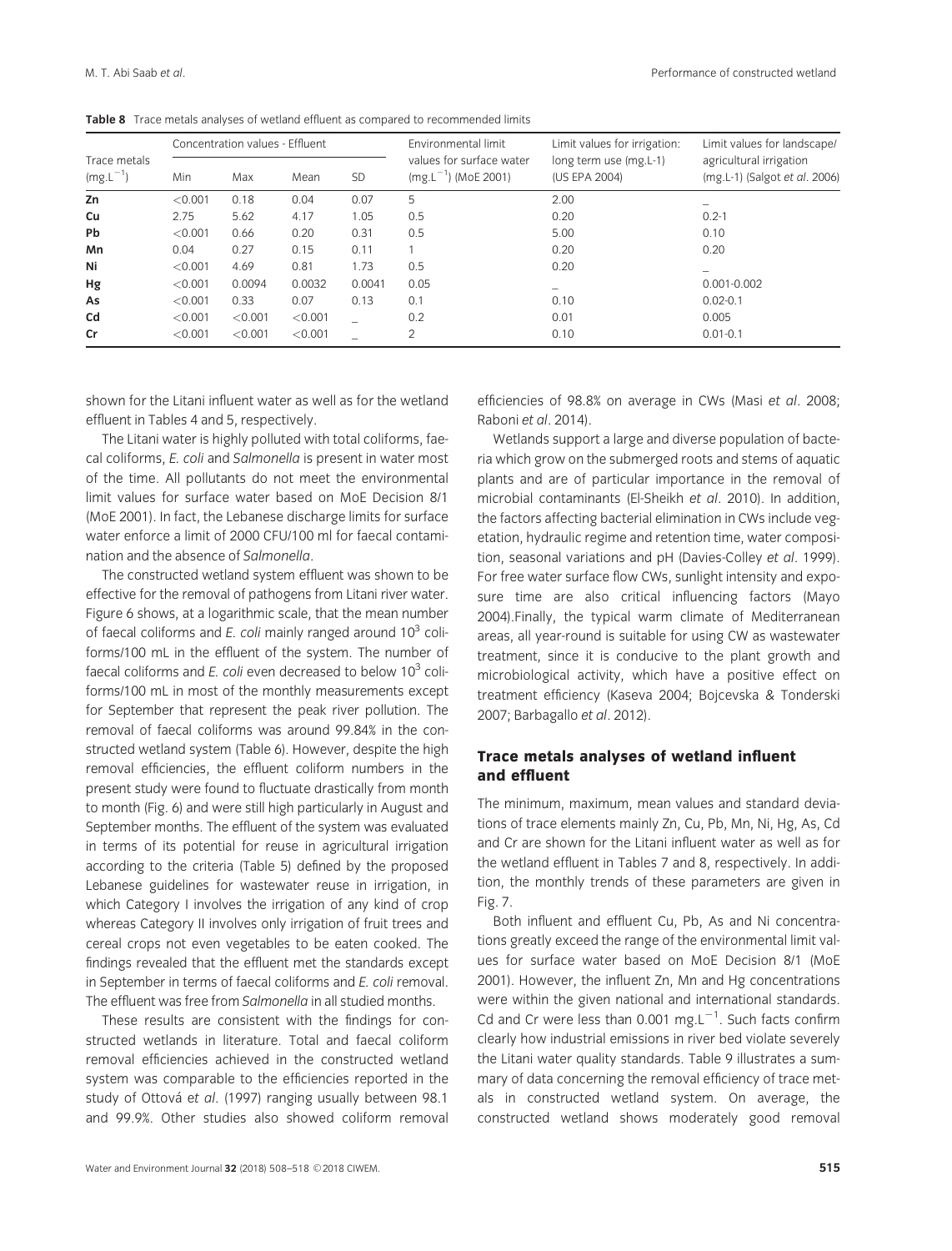**Table 8** Trace metals analyses of wetland effluent as compared to recommended limits

| Trace metals ($mg.L^{-1}$) | Concentration values - Effluent | | | | Environmental limit values for surface water ($mg.L^{-1}$) (MoE 2001) | Limit values for irrigation: long term use (mg.L-1) (US EPA 2004) | Limit values for landscape/ agricultural irrigation (mg.L-1) (Salgot *et al*. 2006) |
|---|---|---|---|---|---|---|---|
| | Min | Max | Mean | SD | | | |
| **Zn** | <0.001 | 0.18 | 0.04 | 0.07 | 5 | 2.00 | _ |
| **Cu** | 2.75 | 5.62 | 4.17 | 1.05 | 0.5 | 0.20 | 0.2-1 |
| **Pb** | <0.001 | 0.66 | 0.20 | 0.31 | 0.5 | 5.00 | 0.10 |
| **Mn** | 0.04 | 0.27 | 0.15 | 0.11 | 1 | 0.20 | 0.20 |
| **Ni** | <0.001 | 4.69 | 0.81 | 1.73 | 0.5 | 0.20 | _ |
| **Hg** | <0.001 | 0.0094 | 0.0032 | 0.0041 | 0.05 | _ | 0.001-0.002 |
| **As** | <0.001 | 0.33 | 0.07 | 0.13 | 0.1 | 0.10 | 0.02-0.1 |
| **Cd** | <0.001 | <0.001 | <0.001 | _ | 0.2 | 0.01 | 0.005 |
| **Cr** | <0.001 | <0.001 | <0.001 | _ | 2 | 0.10 | 0.01-0.1 |

shown for the Litani influent water as well as for the wetland effluent in Tables 4 and 5, respectively.

The Litani water is highly polluted with total coliforms, faecal coliforms, *E. coli* and *Salmonella* is present in water most of the time. All pollutants do not meet the environmental limit values for surface water based on MoE Decision 8/1 (MoE 2001). In fact, the Lebanese discharge limits for surface water enforce a limit of 2000 CFU/100 ml for faecal contamination and the absence of *Salmonella*.

The constructed wetland system effluent was shown to be effective for the removal of pathogens from Litani river water. Figure 6 shows, at a logarithmic scale, that the mean number of faecal coliforms and *E. coli* mainly ranged around $10^3$ coliforms/100 mL in the effluent of the system. The number of faecal coliforms and *E. coli* even decreased to below $10^3$ coliforms/100 mL in most of the monthly measurements except for September that represent the peak river pollution. The removal of faecal coliforms was around 99.84% in the constructed wetland system (Table 6). However, despite the high removal efficiencies, the effluent coliform numbers in the present study were found to fluctuate drastically from month to month (Fig. 6) and were still high particularly in August and September months. The effluent of the system was evaluated in terms of its potential for reuse in agricultural irrigation according to the criteria (Table 5) defined by the proposed Lebanese guidelines for wastewater reuse in irrigation, in which Category I involves the irrigation of any kind of crop whereas Category II involves only irrigation of fruit trees and cereal crops not even vegetables to be eaten cooked. The findings revealed that the effluent met the standards except in September in terms of faecal coliforms and *E. coli* removal. The effluent was free from *Salmonella* in all studied months.

These results are consistent with the findings for constructed wetlands in literature. Total and faecal coliform removal efficiencies achieved in the constructed wetland system was comparable to the efficiencies reported in the study of Ottová *et al*. (1997) ranging usually between 98.1 and 99.9%. Other studies also showed coliform removal efficiencies of 98.8% on average in CWs (Masi *et al*. 2008; Raboni *et al*. 2014).

Wetlands support a large and diverse population of bacteria which grow on the submerged roots and stems of aquatic plants and are of particular importance in the removal of microbial contaminants (El-Sheikh *et al*. 2010). In addition, the factors affecting bacterial elimination in CWs include vegetation, hydraulic regime and retention time, water composition, seasonal variations and pH (Davies-Colley *et al*. 1999). For free water surface flow CWs, sunlight intensity and exposure time are also critical influencing factors (Mayo 2004).Finally, the typical warm climate of Mediterranean areas, all year-round is suitable for using CW as wastewater treatment, since it is conducive to the plant growth and microbiological activity, which have a positive effect on treatment efficiency (Kaseva 2004; Bojcevska & Tonderski 2007; Barbagallo *et al*. 2012).

## Trace metals analyses of wetland influent and effluent

The minimum, maximum, mean values and standard deviations of trace elements mainly Zn, Cu, Pb, Mn, Ni, Hg, As, Cd and Cr are shown for the Litani influent water as well as for the wetland effluent in Tables 7 and 8, respectively. In addition, the monthly trends of these parameters are given in Fig. 7.

Both influent and effluent Cu, Pb, As and Ni concentrations greatly exceed the range of the environmental limit values for surface water based on MoE Decision 8/1 (MoE 2001). However, the influent Zn, Mn and Hg concentrations were within the given national and international standards. Cd and Cr were less than 0.001 $mg.L^{-1}$. Such facts confirm clearly how industrial emissions in river bed violate severely the Litani water quality standards. Table 9 illustrates a summary of data concerning the removal efficiency of trace metals in constructed wetland system. On average, the constructed wetland shows moderately good removal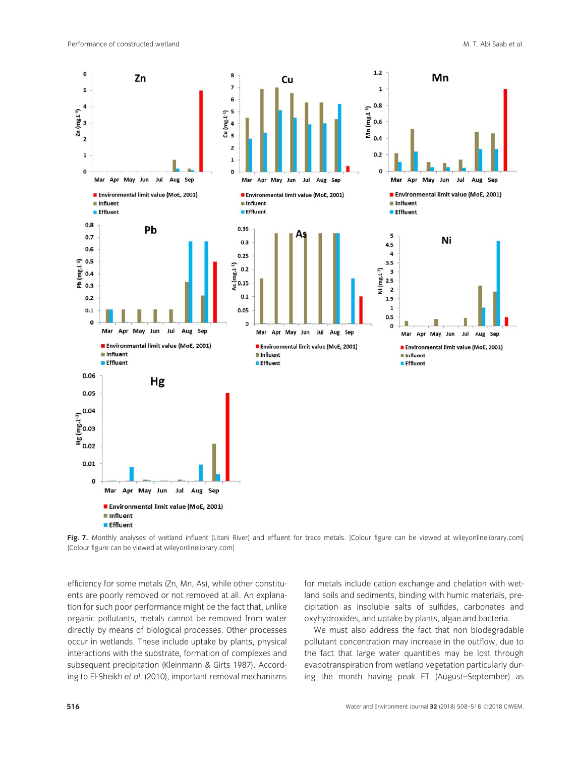**Fig. 7.** Monthly analyses of wetland influent (Litani River) and effluent for trace metals. [Colour figure can be viewed at wileyonlinelibrary.com] [Colour figure can be viewed at wileyonlinelibrary.com]

efficiency for some metals (Zn, Mn, As), while other constituents are poorly removed or not removed at all. An explanation for such poor performance might be the fact that, unlike organic pollutants, metals cannot be removed from water directly by means of biological processes. Other processes occur in wetlands. These include uptake by plants, physical interactions with the substrate, formation of complexes and subsequent precipitation (Kleinmann & Girts 1987). According to El-Sheikh *et al*. (2010), important removal mechanisms for metals include cation exchange and chelation with wetland soils and sediments, binding with humic materials, precipitation as insoluble salts of sulfides, carbonates and oxyhydroxides, and uptake by plants, algae and bacteria.

We must also address the fact that non biodegradable pollutant concentration may increase in the outflow, due to the fact that large water quantities may be lost through evapotranspiration from wetland vegetation particularly during the month having peak ET (August–September) as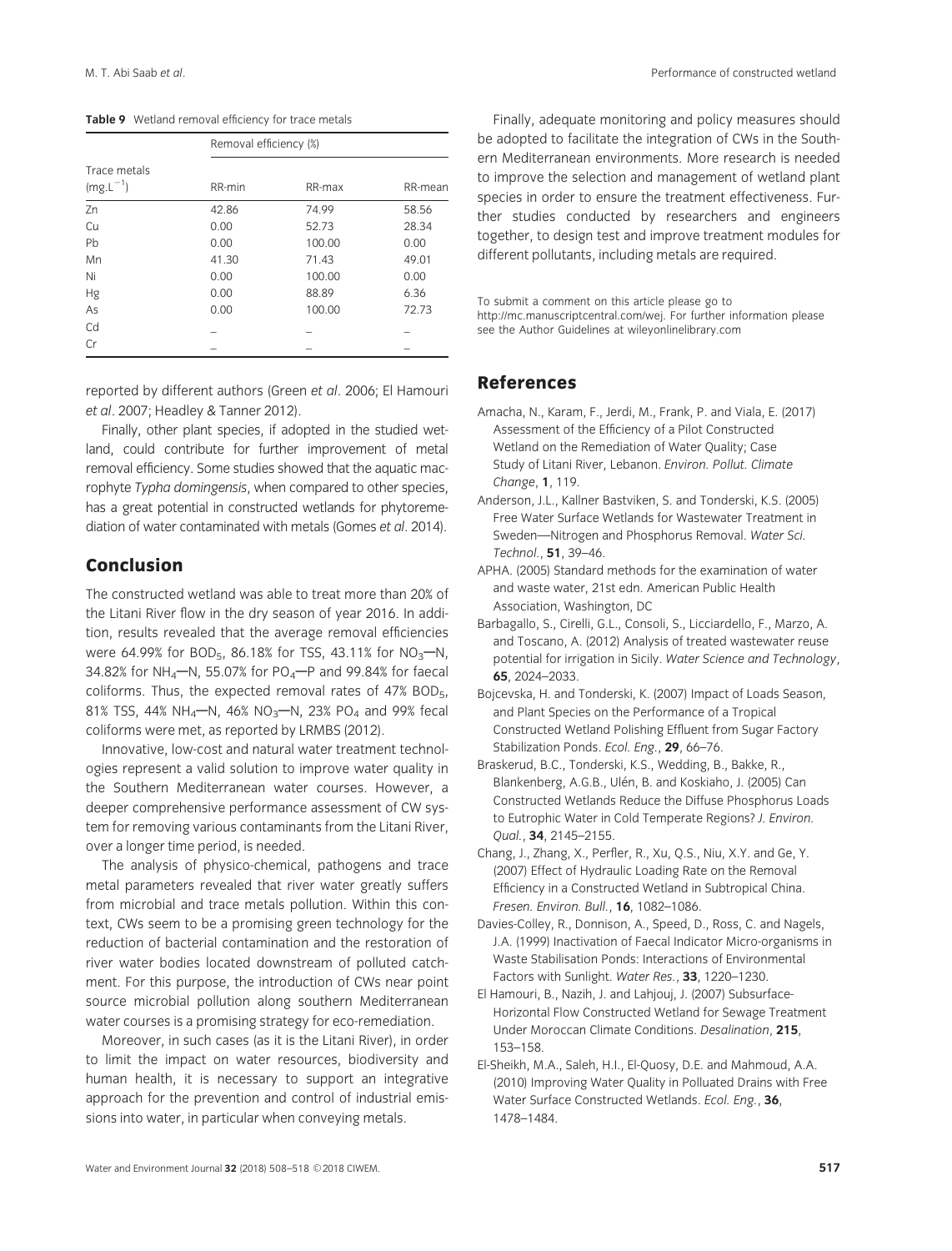**Table 9** Wetland removal efficiency for trace metals

| Trace metals ($mg.L^{-1}$) | Removal efficiency (%) | | |
|---|---|---|---|
| | RR-min | RR-max | RR-mean |
| Zn | 42.86 | 74.99 | 58.56 |
| Cu | 0.00 | 52.73 | 28.34 |
| Pb | 0.00 | 100.00 | 0.00 |
| Mn | 41.30 | 71.43 | 49.01 |
| Ni | 0.00 | 100.00 | 0.00 |
| Hg | 0.00 | 88.89 | 6.36 |
| As | 0.00 | 100.00 | 72.73 |
| Cd | – | – | – |
| Cr | – | – | – |

reported by different authors (Green *et al*. 2006; El Hamouri *et al*. 2007; Headley & Tanner 2012).

Finally, other plant species, if adopted in the studied wetland, could contribute for further improvement of metal removal efficiency. Some studies showed that the aquatic macrophyte *Typha domingensis*, when compared to other species, has a great potential in constructed wetlands for phytoremediation of water contaminated with metals (Gomes *et al*. 2014).

## Conclusion

The constructed wetland was able to treat more than 20% of the Litani River flow in the dry season of year 2016. In addition, results revealed that the average removal efficiencies were 64.99% for $BOD_5$, 86.18% for TSS, 43.11% for $NO_3$—N, 34.82% for $NH_4$—N, 55.07% for $PO_4$—P and 99.84% for faecal coliforms. Thus, the expected removal rates of 47% $BOD_5$, 81% TSS, 44% $NH_4$—N, 46% $NO_3$—N, 23% $PO_4$ and 99% fecal coliforms were met, as reported by LRMBS (2012).

Innovative, low-cost and natural water treatment technologies represent a valid solution to improve water quality in the Southern Mediterranean water courses. However, a deeper comprehensive performance assessment of CW system for removing various contaminants from the Litani River, over a longer time period, is needed.

The analysis of physico-chemical, pathogens and trace metal parameters revealed that river water greatly suffers from microbial and trace metals pollution. Within this context, CWs seem to be a promising green technology for the reduction of bacterial contamination and the restoration of river water bodies located downstream of polluted catchment. For this purpose, the introduction of CWs near point source microbial pollution along southern Mediterranean water courses is a promising strategy for eco-remediation.

Moreover, in such cases (as it is the Litani River), in order to limit the impact on water resources, biodiversity and human health, it is necessary to support an integrative approach for the prevention and control of industrial emissions into water, in particular when conveying metals.

Finally, adequate monitoring and policy measures should be adopted to facilitate the integration of CWs in the Southern Mediterranean environments. More research is needed to improve the selection and management of wetland plant species in order to ensure the treatment effectiveness. Further studies conducted by researchers and engineers together, to design test and improve treatment modules for different pollutants, including metals are required.

To submit a comment on this article please go to http://mc.manuscriptcentral.com/wej. For further information please see the Author Guidelines at wileyonlinelibrary.com

## References

Amacha, N., Karam, F., Jerdi, M., Frank, P. and Viala, E. (2017) Assessment of the Efficiency of a Pilot Constructed Wetland on the Remediation of Water Quality; Case Study of Litani River, Lebanon. *Environ. Pollut. Climate Change*, **1**, 119.

Anderson, J.L., Kallner Bastviken, S. and Tonderski, K.S. (2005) Free Water Surface Wetlands for Wastewater Treatment in Sweden—Nitrogen and Phosphorus Removal. *Water Sci. Technol.*, **51**, 39–46.

APHA. (2005) Standard methods for the examination of water and waste water, 21st edn. American Public Health Association, Washington, DC

Barbagallo, S., Cirelli, G.L., Consoli, S., Licciardello, F., Marzo, A. and Toscano, A. (2012) Analysis of treated wastewater reuse potential for irrigation in Sicily. *Water Science and Technology*, **65**, 2024–2033.

Bojcevska, H. and Tonderski, K. (2007) Impact of Loads Season, and Plant Species on the Performance of a Tropical Constructed Wetland Polishing Effluent from Sugar Factory Stabilization Ponds. *Ecol. Eng.*, **29**, 66–76.

Braskerud, B.C., Tonderski, K.S., Wedding, B., Bakke, R., Blankenberg, A.G.B., Ulén, B. and Koskiaho, J. (2005) Can Constructed Wetlands Reduce the Diffuse Phosphorus Loads to Eutrophic Water in Cold Temperate Regions? *J. Environ. Qual.*, **34**, 2145–2155.

Chang, J., Zhang, X., Perfler, R., Xu, Q.S., Niu, X.Y. and Ge, Y. (2007) Effect of Hydraulic Loading Rate on the Removal Efficiency in a Constructed Wetland in Subtropical China. *Fresen. Environ. Bull.*, **16**, 1082–1086.

Davies-Colley, R., Donnison, A., Speed, D., Ross, C. and Nagels, J.A. (1999) Inactivation of Faecal Indicator Micro-organisms in Waste Stabilisation Ponds: Interactions of Environmental Factors with Sunlight. *Water Res.*, **33**, 1220–1230.

El Hamouri, B., Nazih, J. and Lahjouj, J. (2007) Subsurface-Horizontal Flow Constructed Wetland for Sewage Treatment Under Moroccan Climate Conditions. *Desalination*, **215**, 153–158.

El-Sheikh, M.A., Saleh, H.I., El-Quosy, D.E. and Mahmoud, A.A. (2010) Improving Water Quality in Polluted Drains with Free Water Surface Constructed Wetlands. *Ecol. Eng.*, **36**, 1478–1484.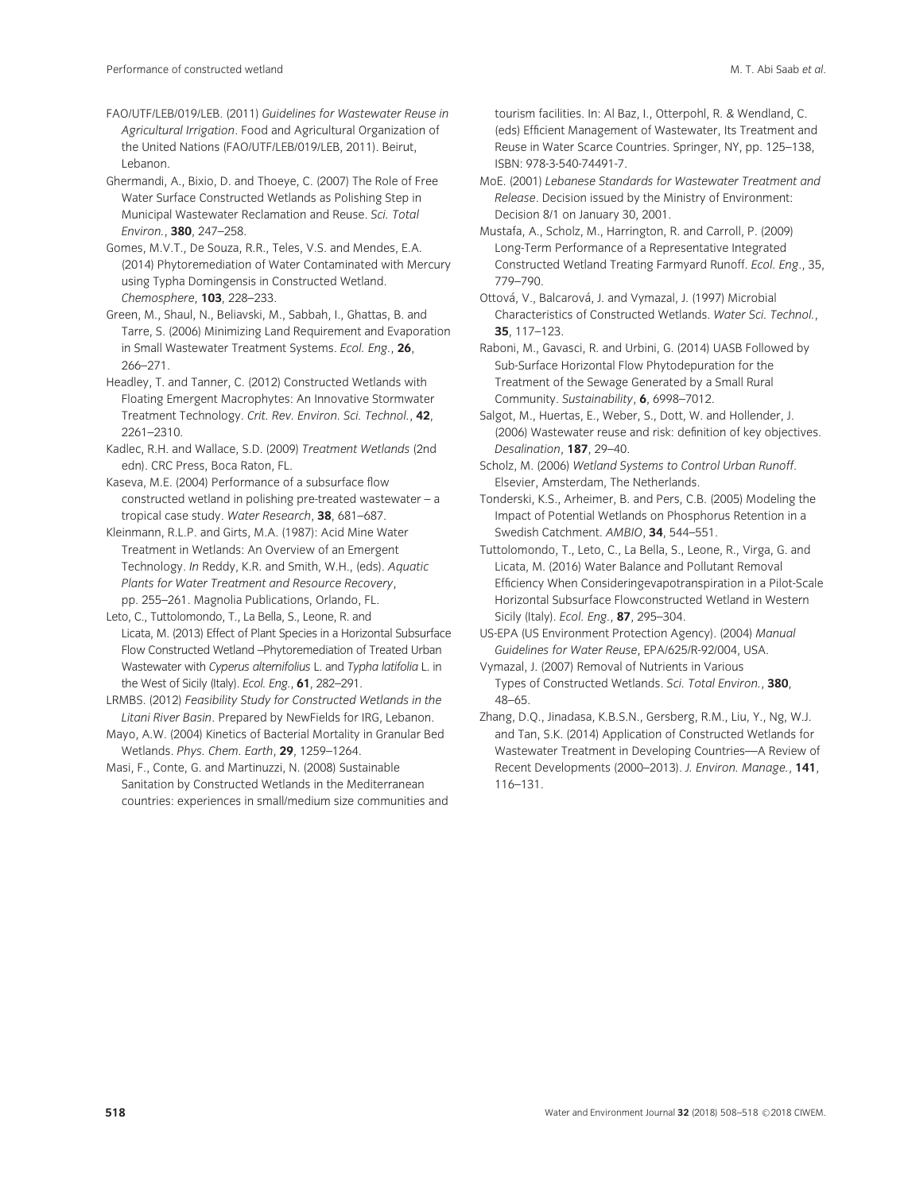FAO/UTF/LEB/019/LEB. (2011) *Guidelines for Wastewater Reuse in Agricultural Irrigation*. Food and Agricultural Organization of the United Nations (FAO/UTF/LEB/019/LEB, 2011). Beirut, Lebanon.

Ghermandi, A., Bixio, D. and Thoeye, C. (2007) The Role of Free Water Surface Constructed Wetlands as Polishing Step in Municipal Wastewater Reclamation and Reuse. *Sci. Total Environ.*, **380**, 247–258.

Gomes, M.V.T., De Souza, R.R., Teles, V.S. and Mendes, E.A. (2014) Phytoremediation of Water Contaminated with Mercury using Typha Domingensis in Constructed Wetland. *Chemosphere*, **103**, 228–233.

Green, M., Shaul, N., Beliavski, M., Sabbah, I., Ghattas, B. and Tarre, S. (2006) Minimizing Land Requirement and Evaporation in Small Wastewater Treatment Systems. *Ecol. Eng.*, **26**, 266–271.

Headley, T. and Tanner, C. (2012) Constructed Wetlands with Floating Emergent Macrophytes: An Innovative Stormwater Treatment Technology. *Crit. Rev. Environ. Sci. Technol.*, **42**, 2261–2310.

Kadlec, R.H. and Wallace, S.D. (2009) *Treatment Wetlands* (2nd edn). CRC Press, Boca Raton, FL.

Kaseva, M.E. (2004) Performance of a subsurface flow constructed wetland in polishing pre-treated wastewater – a tropical case study. *Water Research*, **38**, 681–687.

Kleinmann, R.L.P. and Girts, M.A. (1987): Acid Mine Water Treatment in Wetlands: An Overview of an Emergent Technology. *In* Reddy, K.R. and Smith, W.H., (eds). *Aquatic Plants for Water Treatment and Resource Recovery*, pp. 255–261. Magnolia Publications, Orlando, FL.

Leto, C., Tuttolomondo, T., La Bella, S., Leone, R. and Licata, M. (2013) Effect of Plant Species in a Horizontal Subsurface Flow Constructed Wetland –Phytoremediation of Treated Urban Wastewater with *Cyperus alternifolius* L. and *Typha latifolia* L. in the West of Sicily (Italy). *Ecol. Eng.*, **61**, 282–291.

LRMBS. (2012) *Feasibility Study for Constructed Wetlands in the Litani River Basin*. Prepared by NewFields for IRG, Lebanon.

Mayo, A.W. (2004) Kinetics of Bacterial Mortality in Granular Bed Wetlands. *Phys. Chem. Earth*, **29**, 1259–1264.

Masi, F., Conte, G. and Martinuzzi, N. (2008) Sustainable Sanitation by Constructed Wetlands in the Mediterranean countries: experiences in small/medium size communities and tourism facilities. In: Al Baz, I., Otterpohl, R. & Wendland, C. (eds) Efficient Management of Wastewater, Its Treatment and Reuse in Water Scarce Countries. Springer, NY, pp. 125–138, ISBN: 978-3-540-74491-7.

MoE. (2001) *Lebanese Standards for Wastewater Treatment and Release*. Decision issued by the Ministry of Environment: Decision 8/1 on January 30, 2001.

Mustafa, A., Scholz, M., Harrington, R. and Carroll, P. (2009) Long-Term Performance of a Representative Integrated Constructed Wetland Treating Farmyard Runoff. *Ecol. Eng.*, 35, 779–790.

Ottová, V., Balcarová, J. and Vymazal, J. (1997) Microbial Characteristics of Constructed Wetlands. *Water Sci. Technol.*, **35**, 117–123.

Raboni, M., Gavasci, R. and Urbini, G. (2014) UASB Followed by Sub-Surface Horizontal Flow Phytodepuration for the Treatment of the Sewage Generated by a Small Rural Community. *Sustainability*, **6**, 6998–7012.

Salgot, M., Huertas, E., Weber, S., Dott, W. and Hollender, J. (2006) Wastewater reuse and risk: definition of key objectives. *Desalination*, **187**, 29–40.

Scholz, M. (2006) *Wetland Systems to Control Urban Runoff*. Elsevier, Amsterdam, The Netherlands.

Tonderski, K.S., Arheimer, B. and Pers, C.B. (2005) Modeling the Impact of Potential Wetlands on Phosphorus Retention in a Swedish Catchment. *AMBIO*, **34**, 544–551.

Tuttolomondo, T., Leto, C., La Bella, S., Leone, R., Virga, G. and Licata, M. (2016) Water Balance and Pollutant Removal Efficiency When Consideringevapotranspiration in a Pilot-Scale Horizontal Subsurface Flowconstructed Wetland in Western Sicily (Italy). *Ecol. Eng.*, **87**, 295–304.

US-EPA (US Environment Protection Agency). (2004) *Manual Guidelines for Water Reuse*, EPA/625/R-92/004, USA.

Vymazal, J. (2007) Removal of Nutrients in Various Types of Constructed Wetlands. *Sci. Total Environ.*, **380**, 48–65.

Zhang, D.Q., Jinadasa, K.B.S.N., Gersberg, R.M., Liu, Y., Ng, W.J. and Tan, S.K. (2014) Application of Constructed Wetlands for Wastewater Treatment in Developing Countries—A Review of Recent Developments (2000–2013). *J. Environ. Manage.*, **141**, 116–131.